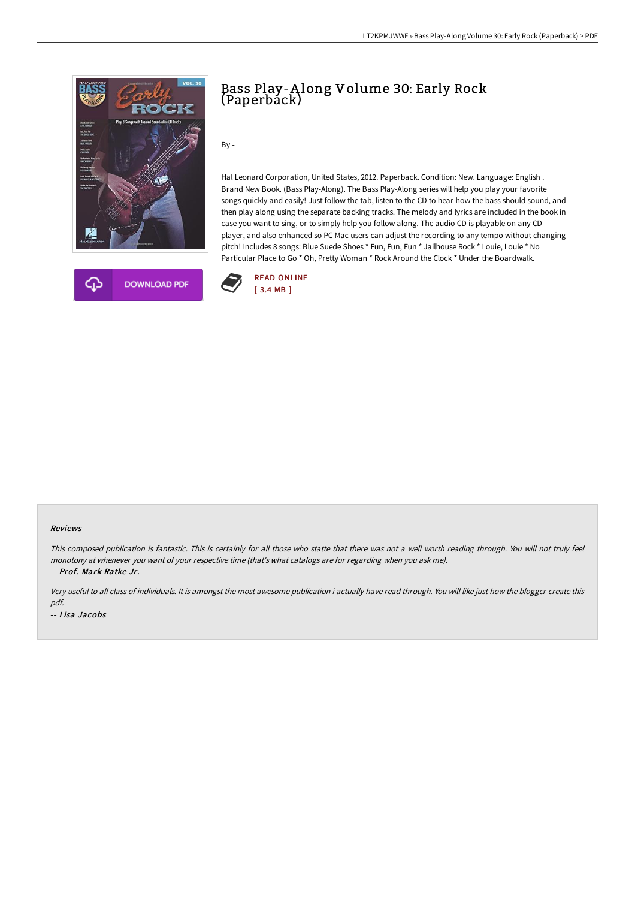# Bass Play-Along Volume 30: Early Rock (Paperback)

By -

Hal Leonard Corporation, United States, 2012. Paperback. Condition: New. Language: English . Brand New Book. (Bass Play-Along). The Bass Play-Along series will help you play your favorite songs quickly and easily! Just follow the tab, listen to the CD to hear how the bass should sound, and then play along using the separate backing tracks. The melody and lyrics are included in the book in case you want to sing, or to simply help you follow along. The audio CD is playable on any CD player, and also enhanced so PC Mac users can adjust the recording to any tempo without changing pitch! Includes 8 songs: Blue Suede Shoes * Fun, Fun, Fun * Jailhouse Rock * Louie, Louie * No Particular Place to Go * Oh, Pretty Woman * Rock Around the Clock * Under the Boardwalk.

DOWNLOAD PDF

READ ONLINE
[ 3.4 MB ]

## Reviews

*This composed publication is fantastic. This is certainly for all those who statte that there was not a well worth reading through. You will not truly feel monotony at whenever you want of your respective time (that's what catalogs are for regarding when you ask me).*

*-- Prof. Mark Ratke Jr.*

*Very useful to all class of individuals. It is amongst the most awesome publication i actually have read through. You will like just how the blogger create this pdf.*

*-- Lisa Jacobs*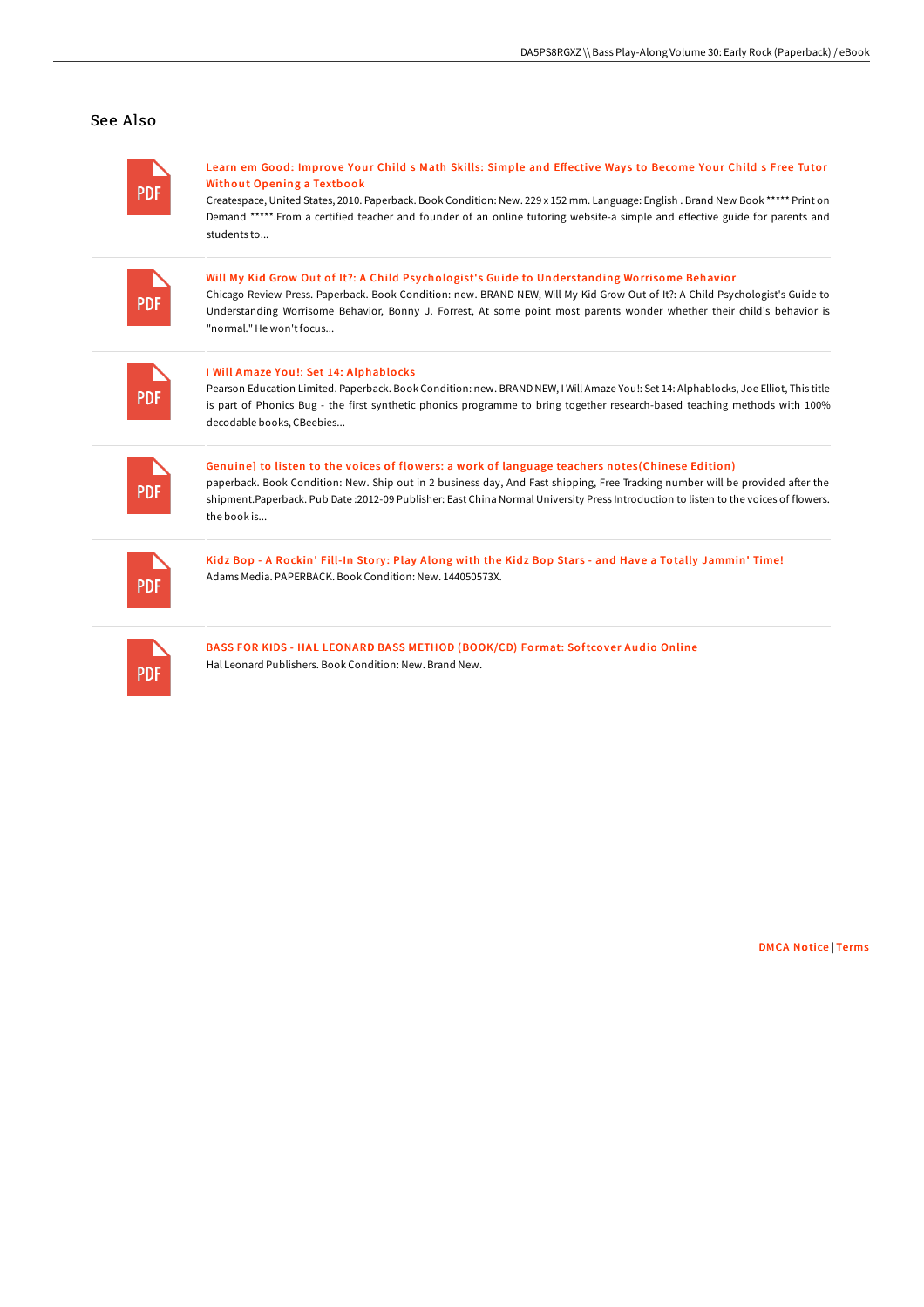## See Also

**Learn em Good: Improve Your Child s Math Skills: Simple and Effective Ways to Become Your Child s Free Tutor Without Opening a Textbook**

Createspace, United States, 2010. Paperback. Book Condition: New. 229 x 152 mm. Language: English . Brand New Book ***** Print on Demand *****.From a certified teacher and founder of an online tutoring website-a simple and effective guide for parents and students to...

**Will My Kid Grow Out of It?: A Child Psychologist's Guide to Understanding Worrisome Behavior**

Chicago Review Press. Paperback. Book Condition: new. BRAND NEW, Will My Kid Grow Out of It?: A Child Psychologist's Guide to Understanding Worrisome Behavior, Bonny J. Forrest, At some point most parents wonder whether their child's behavior is "normal." He won't focus...

**I Will Amaze You!: Set 14: Alphablocks**

Pearson Education Limited. Paperback. Book Condition: new. BRAND NEW, I Will Amaze You!: Set 14: Alphablocks, Joe Elliot, This title is part of Phonics Bug - the first synthetic phonics programme to bring together research-based teaching methods with 100% decodable books, CBeebies...

**Genuine] to listen to the voices of flowers: a work of language teachers notes(Chinese Edition)**

paperback. Book Condition: New. Ship out in 2 business day, And Fast shipping, Free Tracking number will be provided after the shipment.Paperback. Pub Date :2012-09 Publisher: East China Normal University Press Introduction to listen to the voices of flowers. the book is...

**Kidz Bop - A Rockin' Fill-In Story: Play Along with the Kidz Bop Stars - and Have a Totally Jammin' Time!**

Adams Media. PAPERBACK. Book Condition: New. 144050573X.

**BASS FOR KIDS - HAL LEONARD BASS METHOD (BOOK/CD) Format: Softcover Audio Online**

Hal Leonard Publishers. Book Condition: New. Brand New.